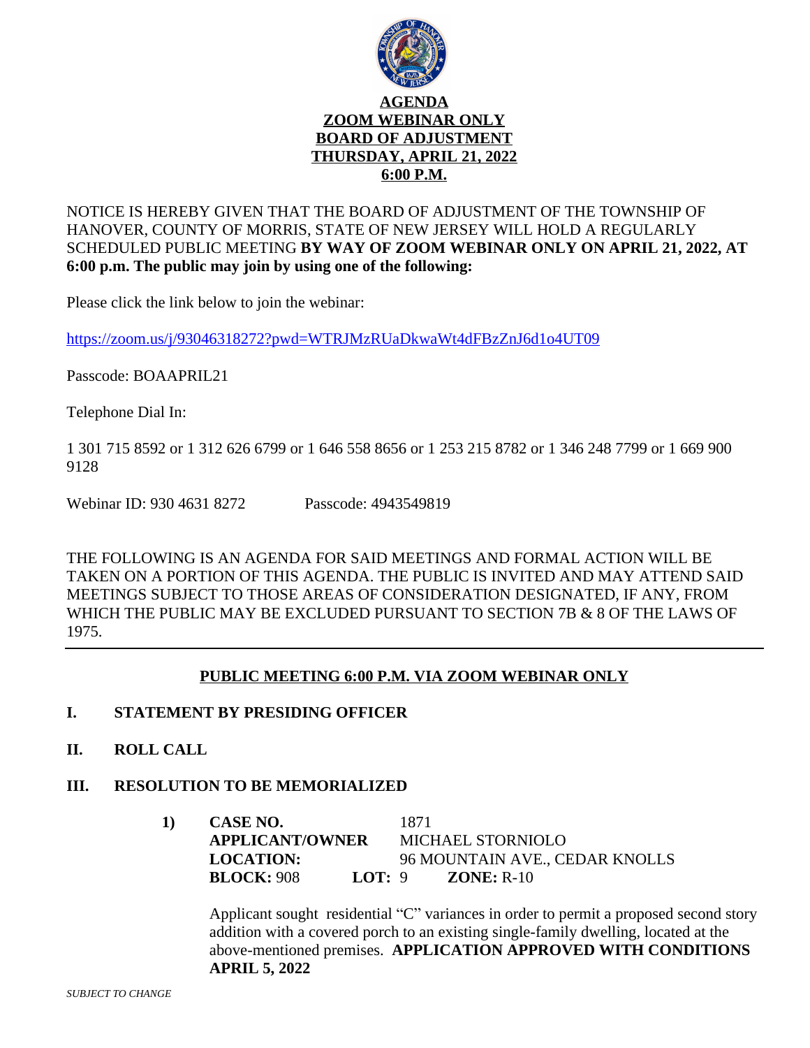# AGENDA
## ZOOM WEBINAR ONLY
## BOARD OF ADJUSTMENT
## THURSDAY, APRIL 21, 2022
## 6:00 P.M.

NOTICE IS HEREBY GIVEN THAT THE BOARD OF ADJUSTMENT OF THE TOWNSHIP OF HANOVER, COUNTY OF MORRIS, STATE OF NEW JERSEY WILL HOLD A REGULARLY SCHEDULED PUBLIC MEETING **BY WAY OF ZOOM WEBINAR ONLY ON APRIL 21, 2022, AT 6:00 p.m. The public may join by using one of the following:**

Please click the link below to join the webinar:

https://zoom.us/j/93046318272?pwd=WTRJMzRUaDkwaWt4dFBzZnJ6d1o4UT09

Passcode: BOAAPRIL21

Telephone Dial In:

1 301 715 8592 or 1 312 626 6799 or 1 646 558 8656 or 1 253 215 8782 or 1 346 248 7799 or 1 669 900 9128

Webinar ID: 930 4631 8272 Passcode: 4943549819

THE FOLLOWING IS AN AGENDA FOR SAID MEETINGS AND FORMAL ACTION WILL BE TAKEN ON A PORTION OF THIS AGENDA. THE PUBLIC IS INVITED AND MAY ATTEND SAID MEETINGS SUBJECT TO THOSE AREAS OF CONSIDERATION DESIGNATED, IF ANY, FROM WHICH THE PUBLIC MAY BE EXCLUDED PURSUANT TO SECTION 7B & 8 OF THE LAWS OF 1975.

---

## PUBLIC MEETING 6:00 P.M. VIA ZOOM WEBINAR ONLY

**I. STATEMENT BY PRESIDING OFFICER**

**II. ROLL CALL**

**III. RESOLUTION TO BE MEMORIALIZED**

**1)** **CASE NO.** 1871
**APPLICANT/OWNER** MICHAEL STORNIOLO
**LOCATION:** 96 MOUNTAIN AVE., CEDAR KNOLLS
**BLOCK:** 908 **LOT:** 9 **ZONE:** R-10

Applicant sought residential "C" variances in order to permit a proposed second story addition with a covered porch to an existing single-family dwelling, located at the above-mentioned premises. **APPLICATION APPROVED WITH CONDITIONS APRIL 5, 2022**

*SUBJECT TO CHANGE*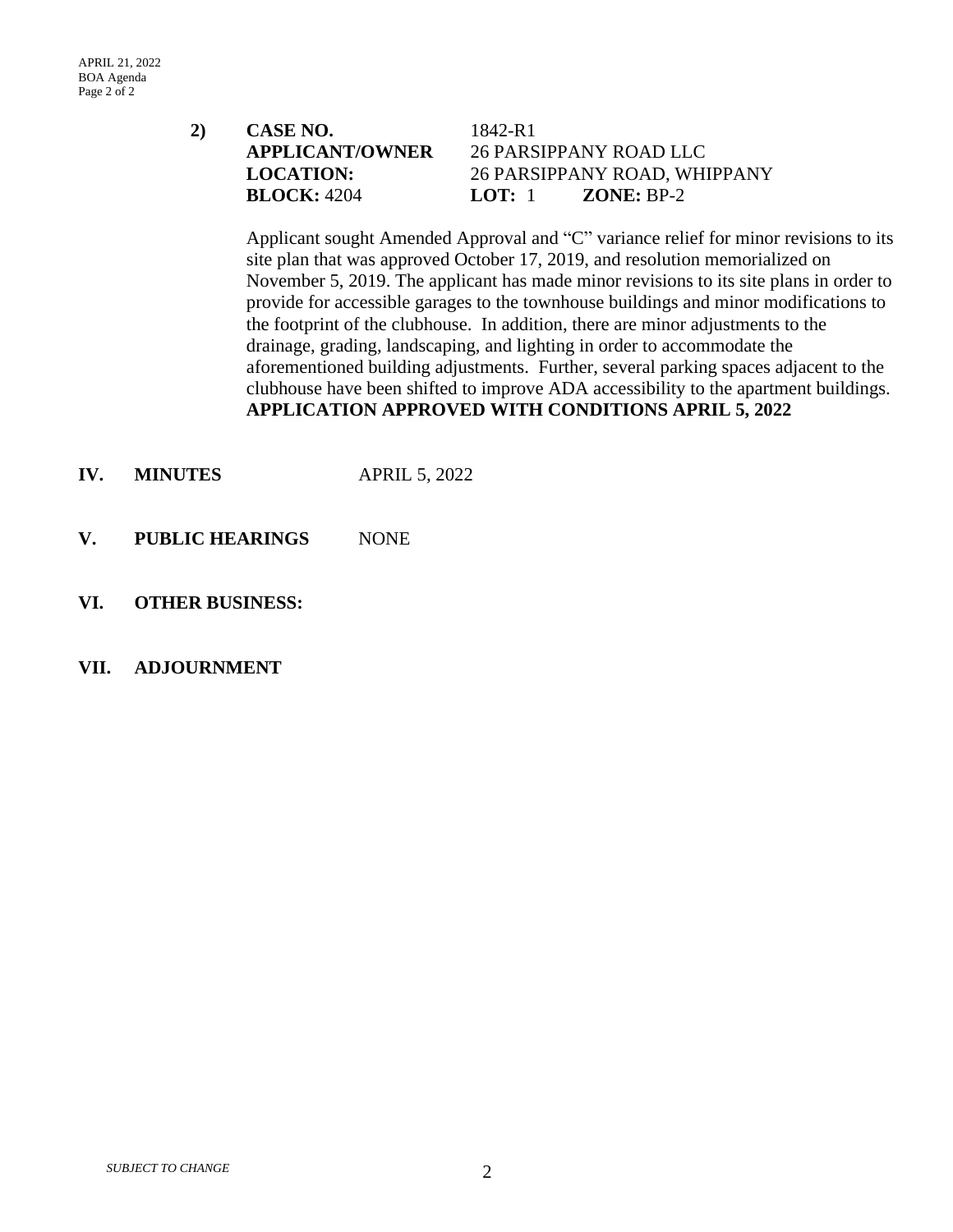**2) CASE NO.** 1842-R1
**APPLICANT/OWNER** 26 PARSIPPANY ROAD LLC
**LOCATION:** 26 PARSIPPANY ROAD, WHIPPANY
**BLOCK:** 4204 **LOT:** 1 **ZONE:** BP-2

Applicant sought Amended Approval and "C" variance relief for minor revisions to its site plan that was approved October 17, 2019, and resolution memorialized on November 5, 2019. The applicant has made minor revisions to its site plans in order to provide for accessible garages to the townhouse buildings and minor modifications to the footprint of the clubhouse. In addition, there are minor adjustments to the drainage, grading, landscaping, and lighting in order to accommodate the aforementioned building adjustments. Further, several parking spaces adjacent to the clubhouse have been shifted to improve ADA accessibility to the apartment buildings.
**APPLICATION APPROVED WITH CONDITIONS APRIL 5, 2022**

**IV. MINUTES** APRIL 5, 2022

**V. PUBLIC HEARINGS** NONE

**VI. OTHER BUSINESS:**

**VII. ADJOURNMENT**

*SUBJECT TO CHANGE*